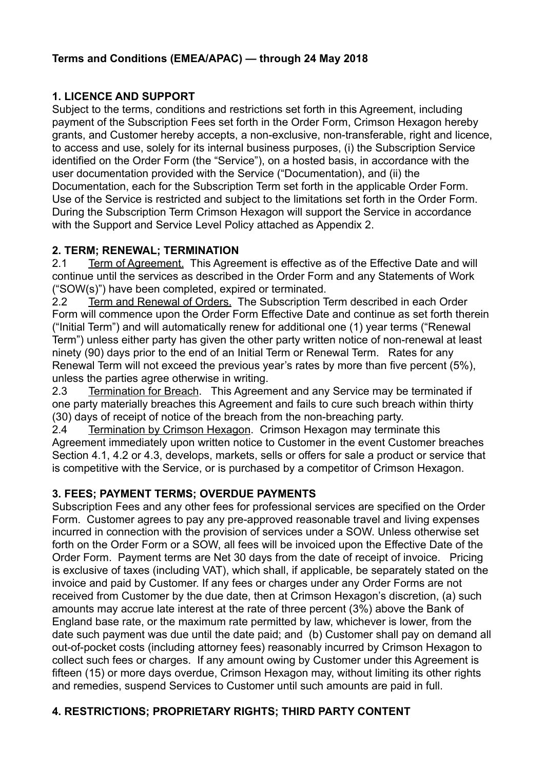**Terms and Conditions (EMEA/APAC) — through 24 May 2018**

**1. LICENCE AND SUPPORT**

Subject to the terms, conditions and restrictions set forth in this Agreement, including payment of the Subscription Fees set forth in the Order Form, Crimson Hexagon hereby grants, and Customer hereby accepts, a non-exclusive, non-transferable, right and licence, to access and use, solely for its internal business purposes, (i) the Subscription Service identified on the Order Form (the "Service"), on a hosted basis, in accordance with the user documentation provided with the Service ("Documentation), and (ii) the Documentation, each for the Subscription Term set forth in the applicable Order Form. Use of the Service is restricted and subject to the limitations set forth in the Order Form. During the Subscription Term Crimson Hexagon will support the Service in accordance with the Support and Service Level Policy attached as Appendix 2.

**2. TERM; RENEWAL; TERMINATION**

2.1 Term of Agreement. This Agreement is effective as of the Effective Date and will continue until the services as described in the Order Form and any Statements of Work ("SOW(s)") have been completed, expired or terminated.

2.2 Term and Renewal of Orders. The Subscription Term described in each Order Form will commence upon the Order Form Effective Date and continue as set forth therein ("Initial Term") and will automatically renew for additional one (1) year terms ("Renewal Term") unless either party has given the other party written notice of non-renewal at least ninety (90) days prior to the end of an Initial Term or Renewal Term. Rates for any Renewal Term will not exceed the previous year's rates by more than five percent (5%), unless the parties agree otherwise in writing.

2.3 Termination for Breach. This Agreement and any Service may be terminated if one party materially breaches this Agreement and fails to cure such breach within thirty (30) days of receipt of notice of the breach from the non-breaching party.

2.4 Termination by Crimson Hexagon. Crimson Hexagon may terminate this Agreement immediately upon written notice to Customer in the event Customer breaches Section 4.1, 4.2 or 4.3, develops, markets, sells or offers for sale a product or service that is competitive with the Service, or is purchased by a competitor of Crimson Hexagon.

**3. FEES; PAYMENT TERMS; OVERDUE PAYMENTS**

Subscription Fees and any other fees for professional services are specified on the Order Form. Customer agrees to pay any pre-approved reasonable travel and living expenses incurred in connection with the provision of services under a SOW. Unless otherwise set forth on the Order Form or a SOW, all fees will be invoiced upon the Effective Date of the Order Form. Payment terms are Net 30 days from the date of receipt of invoice. Pricing is exclusive of taxes (including VAT), which shall, if applicable, be separately stated on the invoice and paid by Customer. If any fees or charges under any Order Forms are not received from Customer by the due date, then at Crimson Hexagon's discretion, (a) such amounts may accrue late interest at the rate of three percent (3%) above the Bank of England base rate, or the maximum rate permitted by law, whichever is lower, from the date such payment was due until the date paid; and (b) Customer shall pay on demand all out-of-pocket costs (including attorney fees) reasonably incurred by Crimson Hexagon to collect such fees or charges. If any amount owing by Customer under this Agreement is fifteen (15) or more days overdue, Crimson Hexagon may, without limiting its other rights and remedies, suspend Services to Customer until such amounts are paid in full.

**4. RESTRICTIONS; PROPRIETARY RIGHTS; THIRD PARTY CONTENT**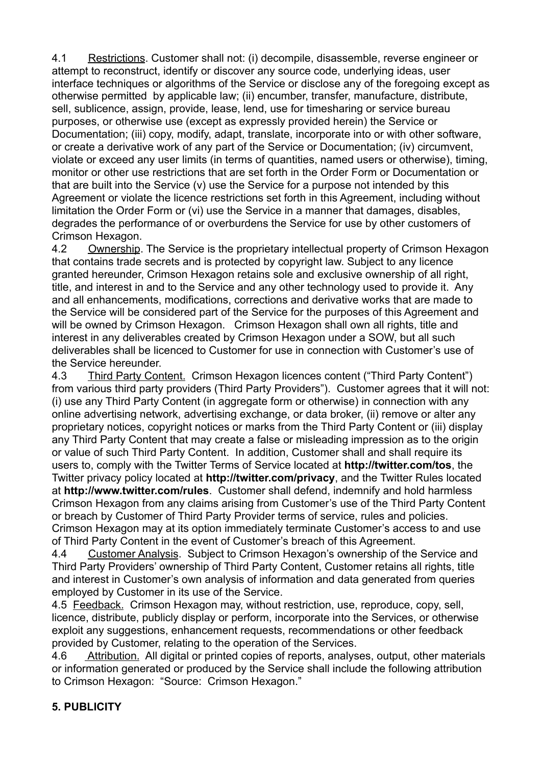4.1 Restrictions. Customer shall not: (i) decompile, disassemble, reverse engineer or attempt to reconstruct, identify or discover any source code, underlying ideas, user interface techniques or algorithms of the Service or disclose any of the foregoing except as otherwise permitted by applicable law; (ii) encumber, transfer, manufacture, distribute, sell, sublicence, assign, provide, lease, lend, use for timesharing or service bureau purposes, or otherwise use (except as expressly provided herein) the Service or Documentation; (iii) copy, modify, adapt, translate, incorporate into or with other software, or create a derivative work of any part of the Service or Documentation; (iv) circumvent, violate or exceed any user limits (in terms of quantities, named users or otherwise), timing, monitor or other use restrictions that are set forth in the Order Form or Documentation or that are built into the Service (v) use the Service for a purpose not intended by this Agreement or violate the licence restrictions set forth in this Agreement, including without limitation the Order Form or (vi) use the Service in a manner that damages, disables, degrades the performance of or overburdens the Service for use by other customers of Crimson Hexagon.

4.2 Ownership. The Service is the proprietary intellectual property of Crimson Hexagon that contains trade secrets and is protected by copyright law. Subject to any licence granted hereunder, Crimson Hexagon retains sole and exclusive ownership of all right, title, and interest in and to the Service and any other technology used to provide it. Any and all enhancements, modifications, corrections and derivative works that are made to the Service will be considered part of the Service for the purposes of this Agreement and will be owned by Crimson Hexagon. Crimson Hexagon shall own all rights, title and interest in any deliverables created by Crimson Hexagon under a SOW, but all such deliverables shall be licenced to Customer for use in connection with Customer's use of the Service hereunder.

4.3 Third Party Content. Crimson Hexagon licences content ("Third Party Content") from various third party providers (Third Party Providers"). Customer agrees that it will not: (i) use any Third Party Content (in aggregate form or otherwise) in connection with any online advertising network, advertising exchange, or data broker, (ii) remove or alter any proprietary notices, copyright notices or marks from the Third Party Content or (iii) display any Third Party Content that may create a false or misleading impression as to the origin or value of such Third Party Content. In addition, Customer shall and shall require its users to, comply with the Twitter Terms of Service located at **http://twitter.com/tos**, the Twitter privacy policy located at **http://twitter.com/privacy**, and the Twitter Rules located at **http://www.twitter.com/rules**. Customer shall defend, indemnify and hold harmless Crimson Hexagon from any claims arising from Customer's use of the Third Party Content or breach by Customer of Third Party Provider terms of service, rules and policies. Crimson Hexagon may at its option immediately terminate Customer's access to and use of Third Party Content in the event of Customer's breach of this Agreement.

4.4 Customer Analysis. Subject to Crimson Hexagon's ownership of the Service and Third Party Providers' ownership of Third Party Content, Customer retains all rights, title and interest in Customer's own analysis of information and data generated from queries employed by Customer in its use of the Service.

4.5 Feedback. Crimson Hexagon may, without restriction, use, reproduce, copy, sell, licence, distribute, publicly display or perform, incorporate into the Services, or otherwise exploit any suggestions, enhancement requests, recommendations or other feedback provided by Customer, relating to the operation of the Services.

4.6 Attribution. All digital or printed copies of reports, analyses, output, other materials or information generated or produced by the Service shall include the following attribution to Crimson Hexagon: "Source: Crimson Hexagon."

## 5. PUBLICITY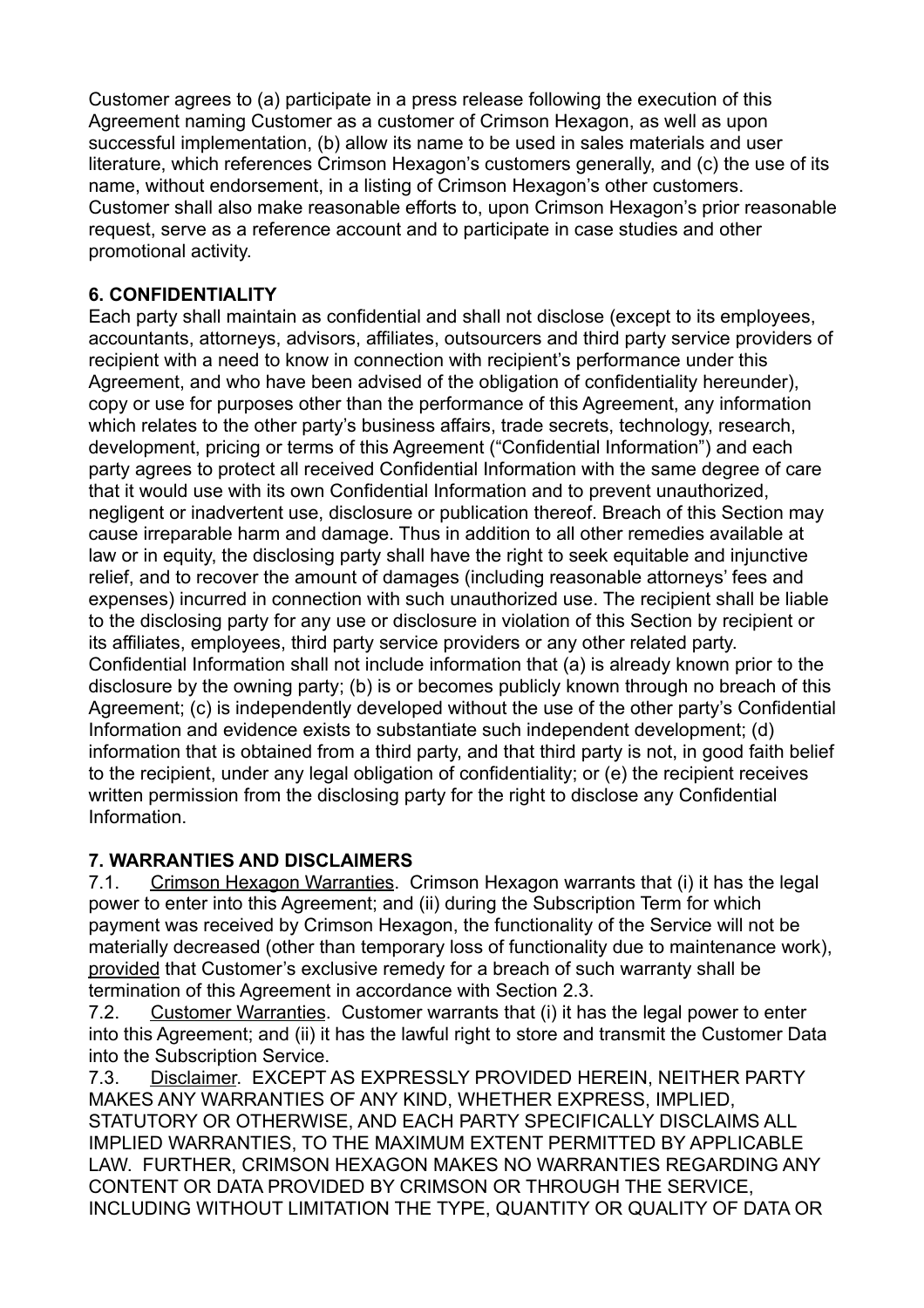Customer agrees to (a) participate in a press release following the execution of this Agreement naming Customer as a customer of Crimson Hexagon, as well as upon successful implementation, (b) allow its name to be used in sales materials and user literature, which references Crimson Hexagon's customers generally, and (c) the use of its name, without endorsement, in a listing of Crimson Hexagon's other customers. Customer shall also make reasonable efforts to, upon Crimson Hexagon's prior reasonable request, serve as a reference account and to participate in case studies and other promotional activity.

## 6. CONFIDENTIALITY

Each party shall maintain as confidential and shall not disclose (except to its employees, accountants, attorneys, advisors, affiliates, outsourcers and third party service providers of recipient with a need to know in connection with recipient's performance under this Agreement, and who have been advised of the obligation of confidentiality hereunder), copy or use for purposes other than the performance of this Agreement, any information which relates to the other party's business affairs, trade secrets, technology, research, development, pricing or terms of this Agreement ("Confidential Information") and each party agrees to protect all received Confidential Information with the same degree of care that it would use with its own Confidential Information and to prevent unauthorized, negligent or inadvertent use, disclosure or publication thereof. Breach of this Section may cause irreparable harm and damage. Thus in addition to all other remedies available at law or in equity, the disclosing party shall have the right to seek equitable and injunctive relief, and to recover the amount of damages (including reasonable attorneys' fees and expenses) incurred in connection with such unauthorized use. The recipient shall be liable to the disclosing party for any use or disclosure in violation of this Section by recipient or its affiliates, employees, third party service providers or any other related party. Confidential Information shall not include information that (a) is already known prior to the disclosure by the owning party; (b) is or becomes publicly known through no breach of this Agreement; (c) is independently developed without the use of the other party's Confidential Information and evidence exists to substantiate such independent development; (d) information that is obtained from a third party, and that third party is not, in good faith belief to the recipient, under any legal obligation of confidentiality; or (e) the recipient receives written permission from the disclosing party for the right to disclose any Confidential Information.

## 7. WARRANTIES AND DISCLAIMERS

7.1. Crimson Hexagon Warranties. Crimson Hexagon warrants that (i) it has the legal power to enter into this Agreement; and (ii) during the Subscription Term for which payment was received by Crimson Hexagon, the functionality of the Service will not be materially decreased (other than temporary loss of functionality due to maintenance work), provided that Customer's exclusive remedy for a breach of such warranty shall be termination of this Agreement in accordance with Section 2.3.

7.2. Customer Warranties. Customer warrants that (i) it has the legal power to enter into this Agreement; and (ii) it has the lawful right to store and transmit the Customer Data into the Subscription Service.

7.3. Disclaimer. EXCEPT AS EXPRESSLY PROVIDED HEREIN, NEITHER PARTY MAKES ANY WARRANTIES OF ANY KIND, WHETHER EXPRESS, IMPLIED, STATUTORY OR OTHERWISE, AND EACH PARTY SPECIFICALLY DISCLAIMS ALL IMPLIED WARRANTIES, TO THE MAXIMUM EXTENT PERMITTED BY APPLICABLE LAW. FURTHER, CRIMSON HEXAGON MAKES NO WARRANTIES REGARDING ANY CONTENT OR DATA PROVIDED BY CRIMSON OR THROUGH THE SERVICE, INCLUDING WITHOUT LIMITATION THE TYPE, QUANTITY OR QUALITY OF DATA OR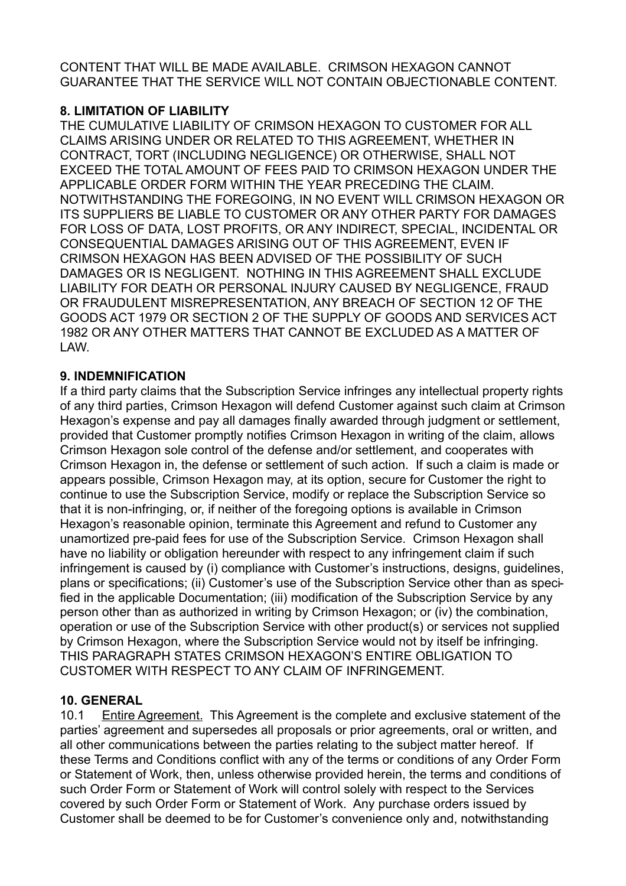CONTENT THAT WILL BE MADE AVAILABLE. CRIMSON HEXAGON CANNOT GUARANTEE THAT THE SERVICE WILL NOT CONTAIN OBJECTIONABLE CONTENT.

**8. LIMITATION OF LIABILITY**

THE CUMULATIVE LIABILITY OF CRIMSON HEXAGON TO CUSTOMER FOR ALL CLAIMS ARISING UNDER OR RELATED TO THIS AGREEMENT, WHETHER IN CONTRACT, TORT (INCLUDING NEGLIGENCE) OR OTHERWISE, SHALL NOT EXCEED THE TOTAL AMOUNT OF FEES PAID TO CRIMSON HEXAGON UNDER THE APPLICABLE ORDER FORM WITHIN THE YEAR PRECEDING THE CLAIM. NOTWITHSTANDING THE FOREGOING, IN NO EVENT WILL CRIMSON HEXAGON OR ITS SUPPLIERS BE LIABLE TO CUSTOMER OR ANY OTHER PARTY FOR DAMAGES FOR LOSS OF DATA, LOST PROFITS, OR ANY INDIRECT, SPECIAL, INCIDENTAL OR CONSEQUENTIAL DAMAGES ARISING OUT OF THIS AGREEMENT, EVEN IF CRIMSON HEXAGON HAS BEEN ADVISED OF THE POSSIBILITY OF SUCH DAMAGES OR IS NEGLIGENT. NOTHING IN THIS AGREEMENT SHALL EXCLUDE LIABILITY FOR DEATH OR PERSONAL INJURY CAUSED BY NEGLIGENCE, FRAUD OR FRAUDULENT MISREPRESENTATION, ANY BREACH OF SECTION 12 OF THE GOODS ACT 1979 OR SECTION 2 OF THE SUPPLY OF GOODS AND SERVICES ACT 1982 OR ANY OTHER MATTERS THAT CANNOT BE EXCLUDED AS A MATTER OF LAW.

**9. INDEMNIFICATION**

If a third party claims that the Subscription Service infringes any intellectual property rights of any third parties, Crimson Hexagon will defend Customer against such claim at Crimson Hexagon's expense and pay all damages finally awarded through judgment or settlement, provided that Customer promptly notifies Crimson Hexagon in writing of the claim, allows Crimson Hexagon sole control of the defense and/or settlement, and cooperates with Crimson Hexagon in, the defense or settlement of such action. If such a claim is made or appears possible, Crimson Hexagon may, at its option, secure for Customer the right to continue to use the Subscription Service, modify or replace the Subscription Service so that it is non-infringing, or, if neither of the foregoing options is available in Crimson Hexagon's reasonable opinion, terminate this Agreement and refund to Customer any unamortized pre-paid fees for use of the Subscription Service. Crimson Hexagon shall have no liability or obligation hereunder with respect to any infringement claim if such infringement is caused by (i) compliance with Customer's instructions, designs, guidelines, plans or specifications; (ii) Customer's use of the Subscription Service other than as specified in the applicable Documentation; (iii) modification of the Subscription Service by any person other than as authorized in writing by Crimson Hexagon; or (iv) the combination, operation or use of the Subscription Service with other product(s) or services not supplied by Crimson Hexagon, where the Subscription Service would not by itself be infringing. THIS PARAGRAPH STATES CRIMSON HEXAGON'S ENTIRE OBLIGATION TO CUSTOMER WITH RESPECT TO ANY CLAIM OF INFRINGEMENT.

**10. GENERAL**

10.1 Entire Agreement. This Agreement is the complete and exclusive statement of the parties' agreement and supersedes all proposals or prior agreements, oral or written, and all other communications between the parties relating to the subject matter hereof. If these Terms and Conditions conflict with any of the terms or conditions of any Order Form or Statement of Work, then, unless otherwise provided herein, the terms and conditions of such Order Form or Statement of Work will control solely with respect to the Services covered by such Order Form or Statement of Work. Any purchase orders issued by Customer shall be deemed to be for Customer's convenience only and, notwithstanding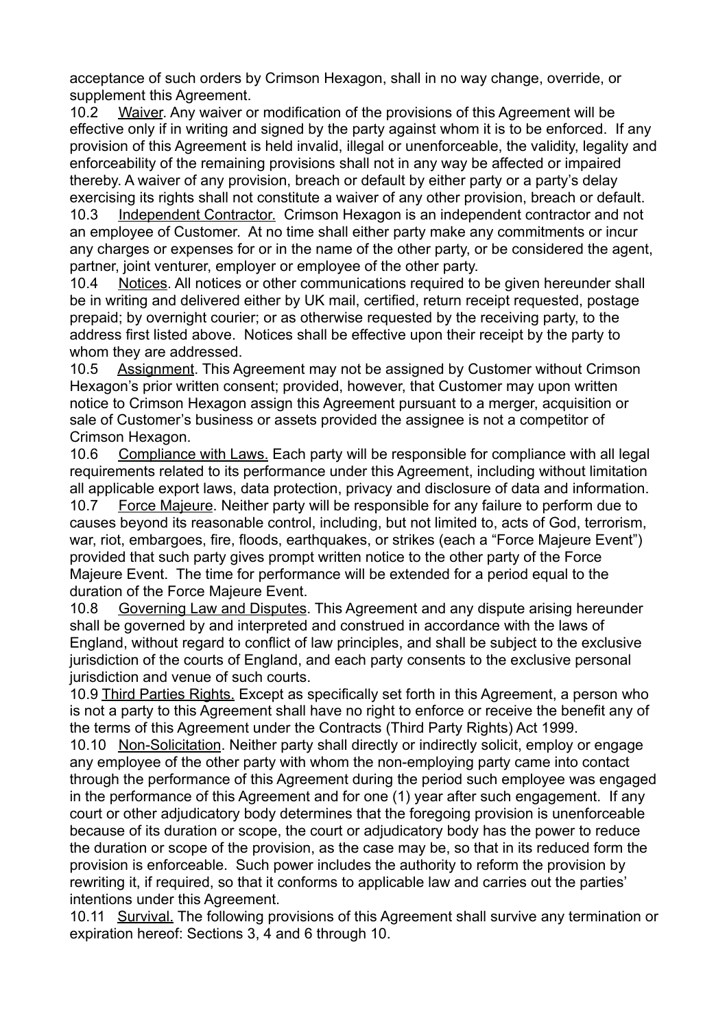acceptance of such orders by Crimson Hexagon, shall in no way change, override, or supplement this Agreement.

10.2 Waiver. Any waiver or modification of the provisions of this Agreement will be effective only if in writing and signed by the party against whom it is to be enforced. If any provision of this Agreement is held invalid, illegal or unenforceable, the validity, legality and enforceability of the remaining provisions shall not in any way be affected or impaired thereby. A waiver of any provision, breach or default by either party or a party's delay exercising its rights shall not constitute a waiver of any other provision, breach or default.

10.3 Independent Contractor. Crimson Hexagon is an independent contractor and not an employee of Customer. At no time shall either party make any commitments or incur any charges or expenses for or in the name of the other party, or be considered the agent, partner, joint venturer, employer or employee of the other party.

10.4 Notices. All notices or other communications required to be given hereunder shall be in writing and delivered either by UK mail, certified, return receipt requested, postage prepaid; by overnight courier; or as otherwise requested by the receiving party, to the address first listed above. Notices shall be effective upon their receipt by the party to whom they are addressed.

10.5 Assignment. This Agreement may not be assigned by Customer without Crimson Hexagon's prior written consent; provided, however, that Customer may upon written notice to Crimson Hexagon assign this Agreement pursuant to a merger, acquisition or sale of Customer's business or assets provided the assignee is not a competitor of Crimson Hexagon.

10.6 Compliance with Laws. Each party will be responsible for compliance with all legal requirements related to its performance under this Agreement, including without limitation all applicable export laws, data protection, privacy and disclosure of data and information.

10.7 Force Majeure. Neither party will be responsible for any failure to perform due to causes beyond its reasonable control, including, but not limited to, acts of God, terrorism, war, riot, embargoes, fire, floods, earthquakes, or strikes (each a "Force Majeure Event") provided that such party gives prompt written notice to the other party of the Force Majeure Event. The time for performance will be extended for a period equal to the duration of the Force Majeure Event.

10.8 Governing Law and Disputes. This Agreement and any dispute arising hereunder shall be governed by and interpreted and construed in accordance with the laws of England, without regard to conflict of law principles, and shall be subject to the exclusive jurisdiction of the courts of England, and each party consents to the exclusive personal jurisdiction and venue of such courts.

10.9 Third Parties Rights. Except as specifically set forth in this Agreement, a person who is not a party to this Agreement shall have no right to enforce or receive the benefit any of the terms of this Agreement under the Contracts (Third Party Rights) Act 1999.

10.10 Non-Solicitation. Neither party shall directly or indirectly solicit, employ or engage any employee of the other party with whom the non-employing party came into contact through the performance of this Agreement during the period such employee was engaged in the performance of this Agreement and for one (1) year after such engagement. If any court or other adjudicatory body determines that the foregoing provision is unenforceable because of its duration or scope, the court or adjudicatory body has the power to reduce the duration or scope of the provision, as the case may be, so that in its reduced form the provision is enforceable. Such power includes the authority to reform the provision by rewriting it, if required, so that it conforms to applicable law and carries out the parties' intentions under this Agreement.

10.11 Survival. The following provisions of this Agreement shall survive any termination or expiration hereof: Sections 3, 4 and 6 through 10.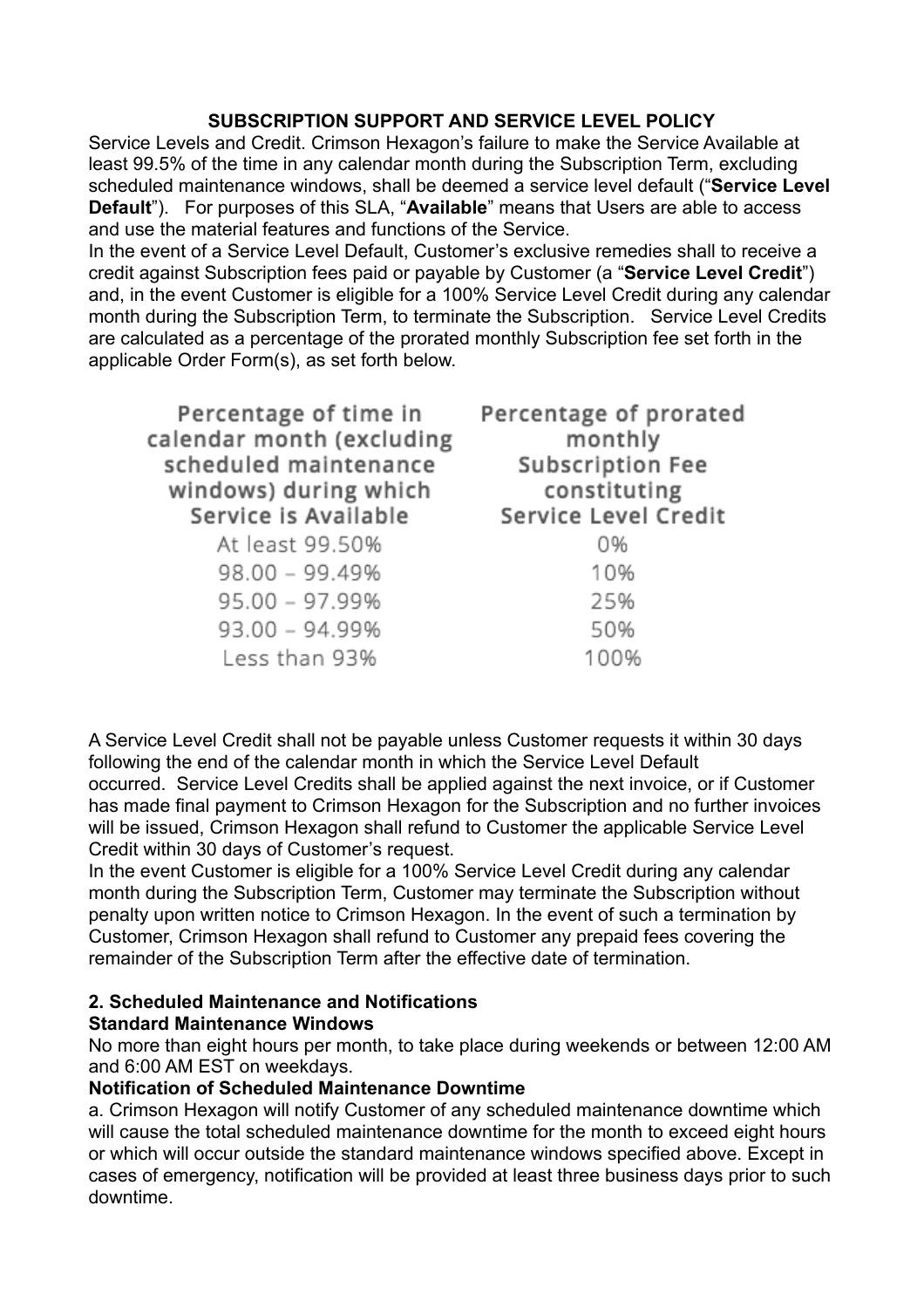**SUBSCRIPTION SUPPORT AND SERVICE LEVEL POLICY**

Service Levels and Credit. Crimson Hexagon's failure to make the Service Available at least 99.5% of the time in any calendar month during the Subscription Term, excluding scheduled maintenance windows, shall be deemed a service level default ("**Service Level Default**"). For purposes of this SLA, "**Available**" means that Users are able to access and use the material features and functions of the Service.

In the event of a Service Level Default, Customer's exclusive remedies shall to receive a credit against Subscription fees paid or payable by Customer (a "**Service Level Credit**") and, in the event Customer is eligible for a 100% Service Level Credit during any calendar month during the Subscription Term, to terminate the Subscription. Service Level Credits are calculated as a percentage of the prorated monthly Subscription fee set forth in the applicable Order Form(s), as set forth below.

| Percentage of time in calendar month (excluding scheduled maintenance windows) during which Service is Available | Percentage of prorated monthly Subscription Fee constituting Service Level Credit |
|---|---|
| At least 99.50% | 0% |
| 98.00 – 99.49% | 10% |
| 95.00 – 97.99% | 25% |
| 93.00 – 94.99% | 50% |
| Less than 93% | 100% |

A Service Level Credit shall not be payable unless Customer requests it within 30 days following the end of the calendar month in which the Service Level Default occurred. Service Level Credits shall be applied against the next invoice, or if Customer has made final payment to Crimson Hexagon for the Subscription and no further invoices will be issued, Crimson Hexagon shall refund to Customer the applicable Service Level Credit within 30 days of Customer's request.

In the event Customer is eligible for a 100% Service Level Credit during any calendar month during the Subscription Term, Customer may terminate the Subscription without penalty upon written notice to Crimson Hexagon. In the event of such a termination by Customer, Crimson Hexagon shall refund to Customer any prepaid fees covering the remainder of the Subscription Term after the effective date of termination.

**2. Scheduled Maintenance and Notifications**

**Standard Maintenance Windows**

No more than eight hours per month, to take place during weekends or between 12:00 AM and 6:00 AM EST on weekdays.

**Notification of Scheduled Maintenance Downtime**

a. Crimson Hexagon will notify Customer of any scheduled maintenance downtime which will cause the total scheduled maintenance downtime for the month to exceed eight hours or which will occur outside the standard maintenance windows specified above. Except in cases of emergency, notification will be provided at least three business days prior to such downtime.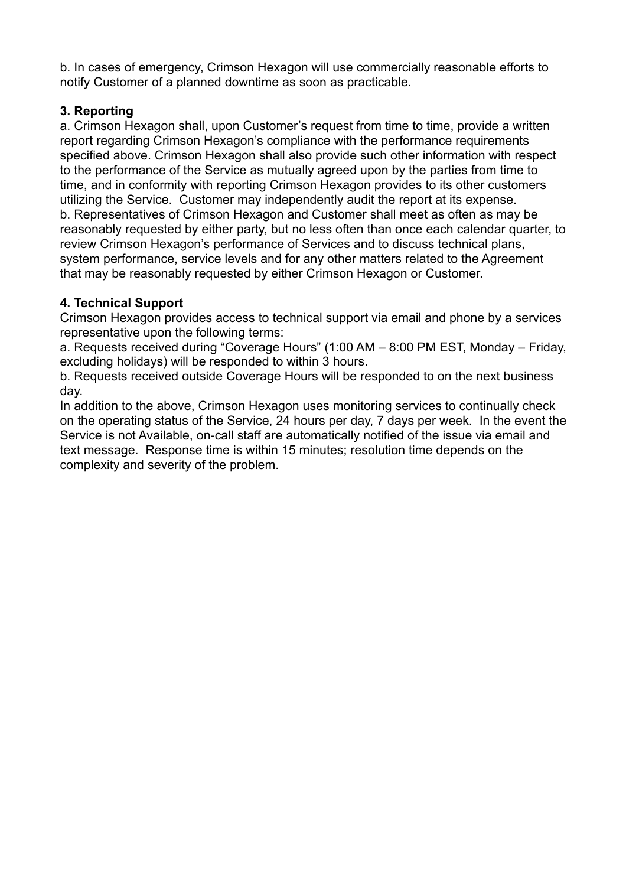b. In cases of emergency, Crimson Hexagon will use commercially reasonable efforts to notify Customer of a planned downtime as soon as practicable.

**3. Reporting**

a. Crimson Hexagon shall, upon Customer's request from time to time, provide a written report regarding Crimson Hexagon's compliance with the performance requirements specified above. Crimson Hexagon shall also provide such other information with respect to the performance of the Service as mutually agreed upon by the parties from time to time, and in conformity with reporting Crimson Hexagon provides to its other customers utilizing the Service. Customer may independently audit the report at its expense.

b. Representatives of Crimson Hexagon and Customer shall meet as often as may be reasonably requested by either party, but no less often than once each calendar quarter, to review Crimson Hexagon's performance of Services and to discuss technical plans, system performance, service levels and for any other matters related to the Agreement that may be reasonably requested by either Crimson Hexagon or Customer.

**4. Technical Support**

Crimson Hexagon provides access to technical support via email and phone by a services representative upon the following terms:

a. Requests received during "Coverage Hours" (1:00 AM – 8:00 PM EST, Monday – Friday, excluding holidays) will be responded to within 3 hours.

b. Requests received outside Coverage Hours will be responded to on the next business day.

In addition to the above, Crimson Hexagon uses monitoring services to continually check on the operating status of the Service, 24 hours per day, 7 days per week. In the event the Service is not Available, on-call staff are automatically notified of the issue via email and text message. Response time is within 15 minutes; resolution time depends on the complexity and severity of the problem.